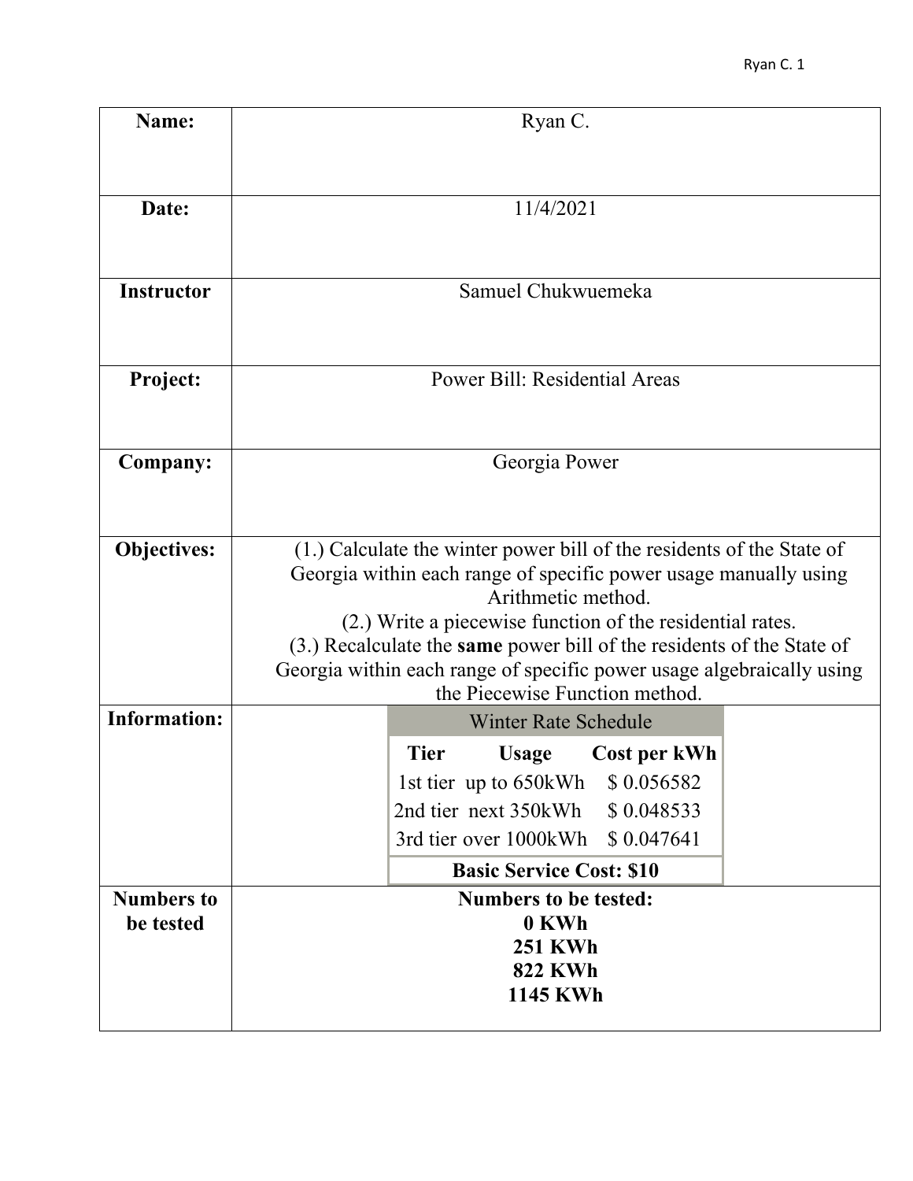| **Name:** | Ryan C. |
| --- | --- |
| **Date:** | 11/4/2021 |
| **Instructor** | Samuel Chukwuemeka |
| **Project:** | Power Bill: Residential Areas |
| **Company:** | Georgia Power |
| **Objectives:** | (1.) Calculate the winter power bill of the residents of the State of Georgia within each range of specific power usage manually using Arithmetic method.<br>(2.) Write a piecewise function of the residential rates.<br>(3.) Recalculate the **same** power bill of the residents of the State of Georgia within each range of specific power usage algebraically using the Piecewise Function method. |
| **Information:** | See Winter Rate Schedule below |
| **Numbers to be tested** | **Numbers to be tested:**<br>**0 KWh**<br>**251 KWh**<br>**822 KWh**<br>**1145 KWh** |

Winter Rate Schedule

| **Tier** | **Usage** | **Cost per kWh** |
| --- | --- | --- |
| 1st tier | up to 650kWh | $ 0.056582 |
| 2nd tier | next 350kWh | $ 0.048533 |
| 3rd tier | over 1000kWh | $ 0.047641 |
| **Basic Service Cost: $10** | | |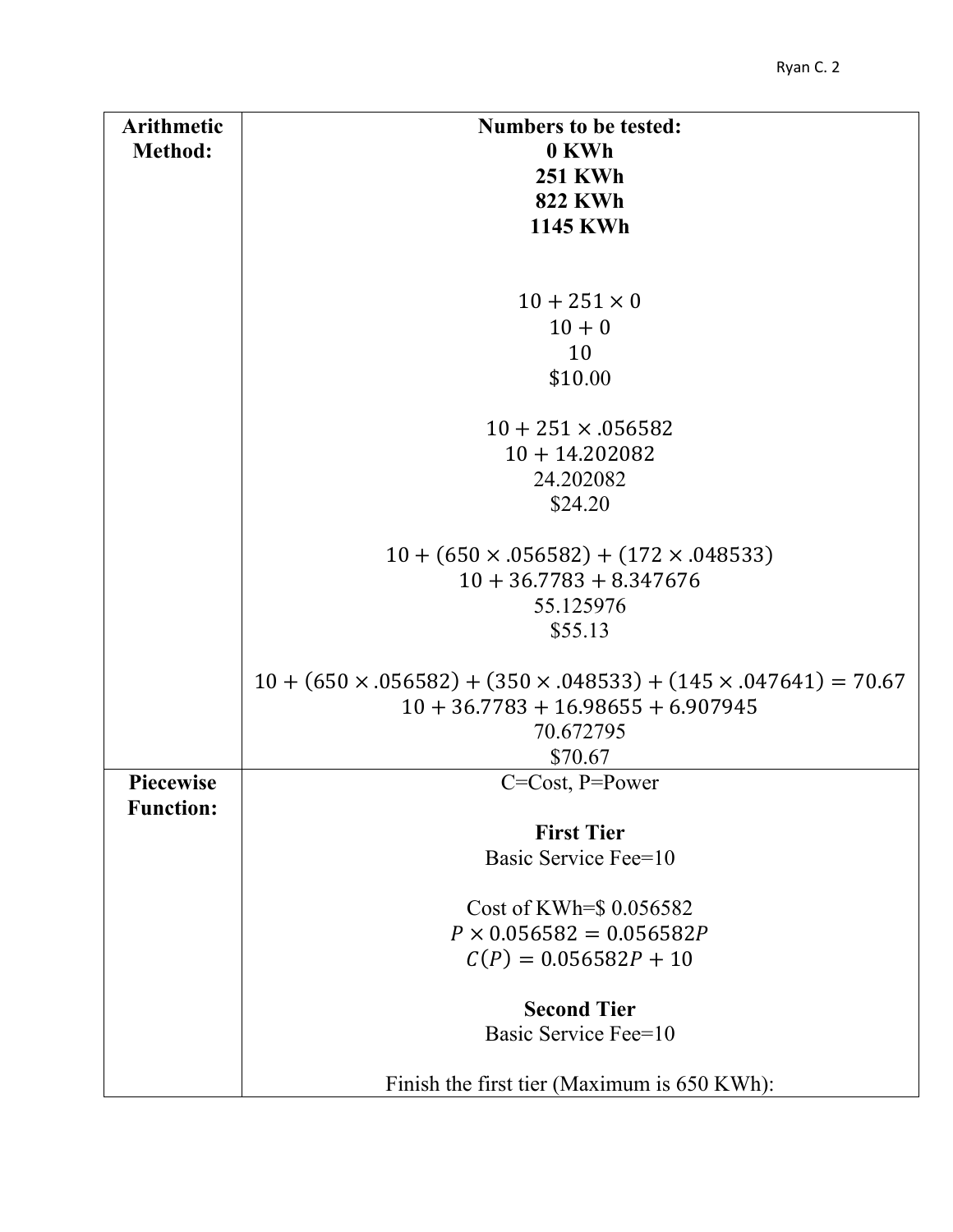| | |
|---|---|
| **Arithmetic Method:** | **Numbers to be tested:**<br>**0 KWh**<br>**251 KWh**<br>**822 KWh**<br>**1145 KWh**<br><br>$10 + 251 \times 0$<br>$10 + 0$<br>10<br>\$10.00<br><br>$10 + 251 \times .056582$<br>$10 + 14.202082$<br>24.202082<br>\$24.20<br><br>$10 + (650 \times .056582) + (172 \times .048533)$<br>$10 + 36.7783 + 8.347676$<br>55.125976<br>\$55.13<br><br>$10 + (650 \times .056582) + (350 \times .048533) + (145 \times .047641) = 70.67$<br>$10 + 36.7783 + 16.98655 + 6.907945$<br>70.672795<br>\$70.67 |
| **Piecewise Function:** | C=Cost, P=Power<br><br>**First Tier**<br>Basic Service Fee=10<br><br>Cost of KWh=\$ 0.056582<br>$P \times 0.056582 = 0.056582P$<br>$C(P) = 0.056582P + 10$<br><br>**Second Tier**<br>Basic Service Fee=10<br><br>Finish the first tier (Maximum is 650 KWh): |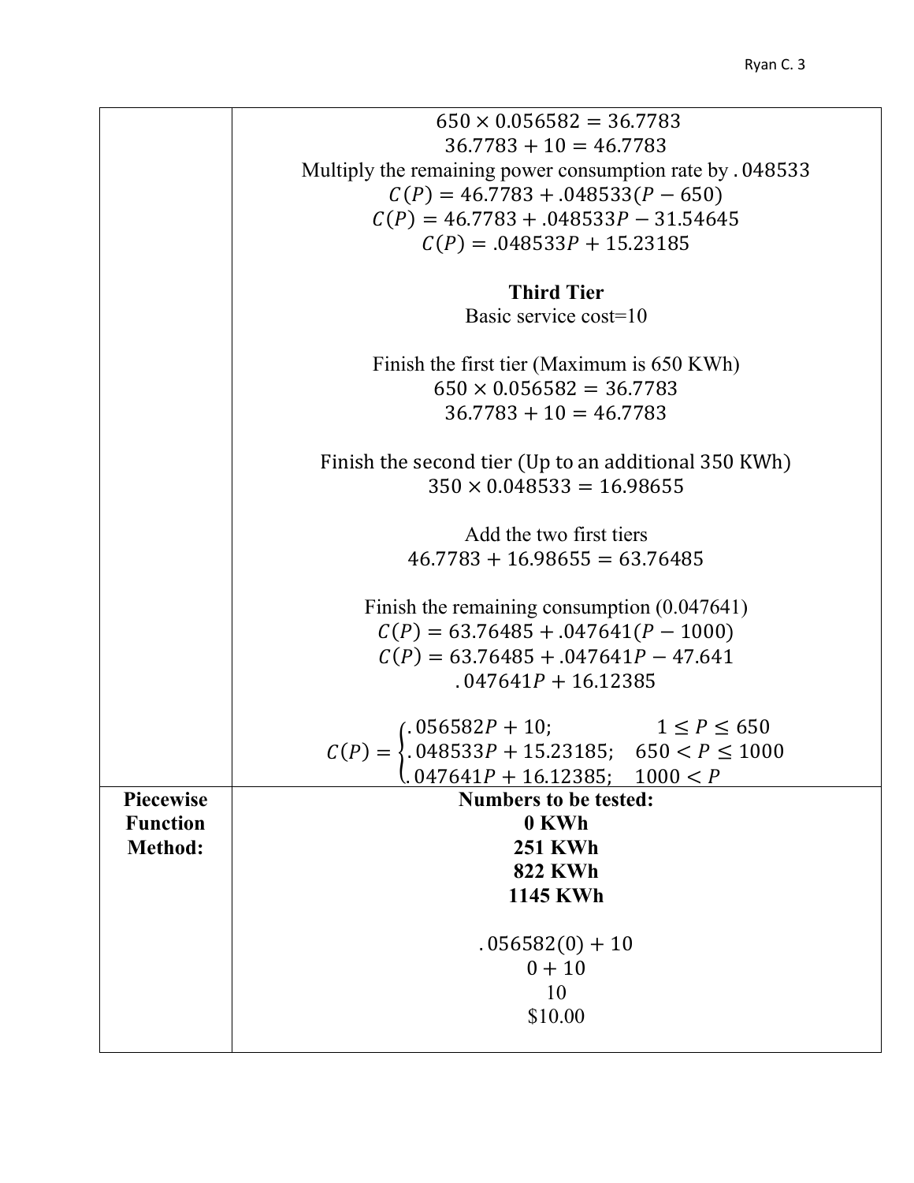| | |
|---|---|
| | $650 \times 0.056582 = 36.7783$<br>$36.7783 + 10 = 46.7783$<br>Multiply the remaining power consumption rate by $.048533$<br>$C(P) = 46.7783 + .048533(P - 650)$<br>$C(P) = 46.7783 + .048533P - 31.54645$<br>$C(P) = .048533P + 15.23185$<br><br>**Third Tier**<br>Basic service cost=10<br><br>Finish the first tier (Maximum is 650 KWh)<br>$650 \times 0.056582 = 36.7783$<br>$36.7783 + 10 = 46.7783$<br><br>Finish the second tier (Up to an additional 350 KWh)<br>$350 \times 0.048533 = 16.98655$<br><br>Add the two first tiers<br>$46.7783 + 16.98655 = 63.76485$<br><br>Finish the remaining consumption (0.047641)<br>$C(P) = 63.76485 + .047641(P - 1000)$<br>$C(P) = 63.76485 + .047641P - 47.641$<br>$.047641P + 16.12385$<br><br>$C(P) = \begin{cases} .056582P + 10; & 1 \leq P \leq 650 \\ .048533P + 15.23185; & 650 < P \leq 1000 \\ .047641P + 16.12385; & 1000 < P \end{cases}$ |
| **Piecewise Function Method:** | **Numbers to be tested:**<br>**0 KWh**<br>**251 KWh**<br>**822 KWh**<br>**1145 KWh**<br><br>$.056582(0) + 10$<br>$0 + 10$<br>10<br>\$10.00 |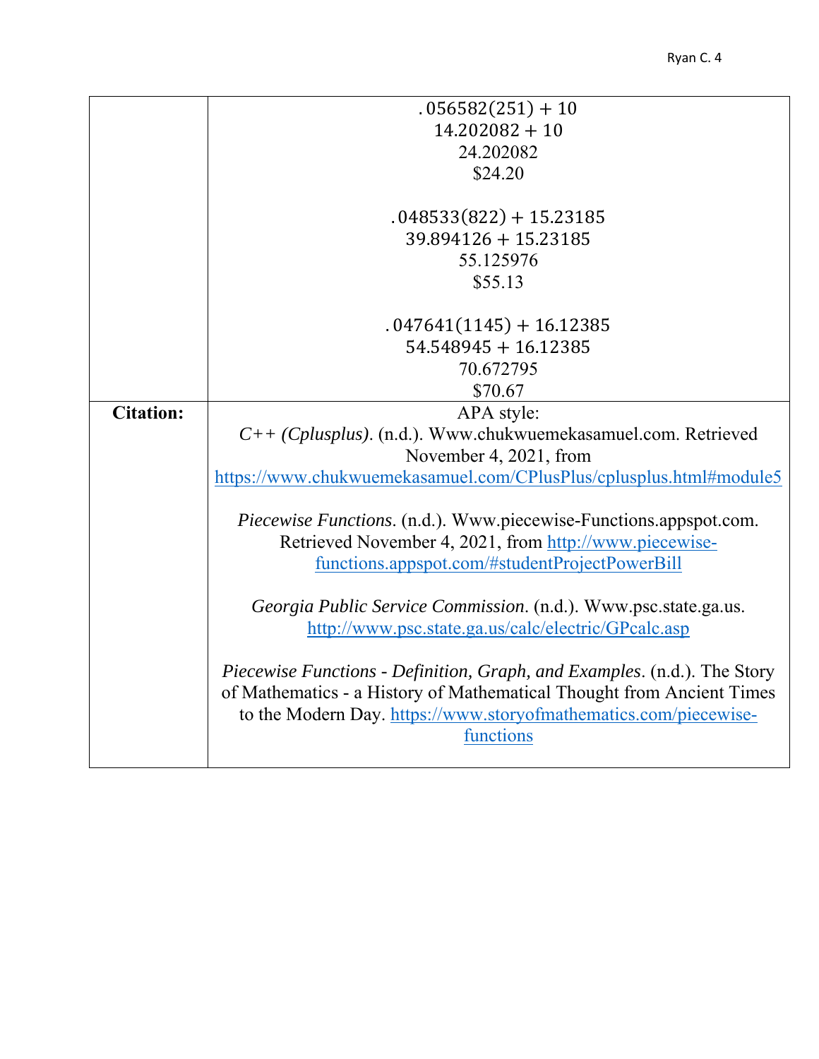| | |
|---|---|
| | $.056582(251) + 10$<br>$14.202082 + 10$<br>24.202082<br>$24.20<br><br>$.048533(822) + 15.23185$<br>$39.894126 + 15.23185$<br>55.125976<br>$55.13<br><br>$.047641(1145) + 16.12385$<br>$54.548945 + 16.12385$<br>70.672795<br>$70.67 |
| **Citation:** | APA style:<br>*C++ (Cplusplus)*. (n.d.). Www.chukwuemekasamuel.com. Retrieved November 4, 2021, from https://www.chukwuemekasamuel.com/CPlusPlus/cplusplus.html#module5<br><br>*Piecewise Functions*. (n.d.). Www.piecewise-Functions.appspot.com. Retrieved November 4, 2021, from http://www.piecewise-functions.appspot.com/#studentProjectPowerBill<br><br>*Georgia Public Service Commission*. (n.d.). Www.psc.state.ga.us. http://www.psc.state.ga.us/calc/electric/GPcalc.asp<br><br>*Piecewise Functions - Definition, Graph, and Examples*. (n.d.). The Story of Mathematics - a History of Mathematical Thought from Ancient Times to the Modern Day. https://www.storyofmathematics.com/piecewise-functions |